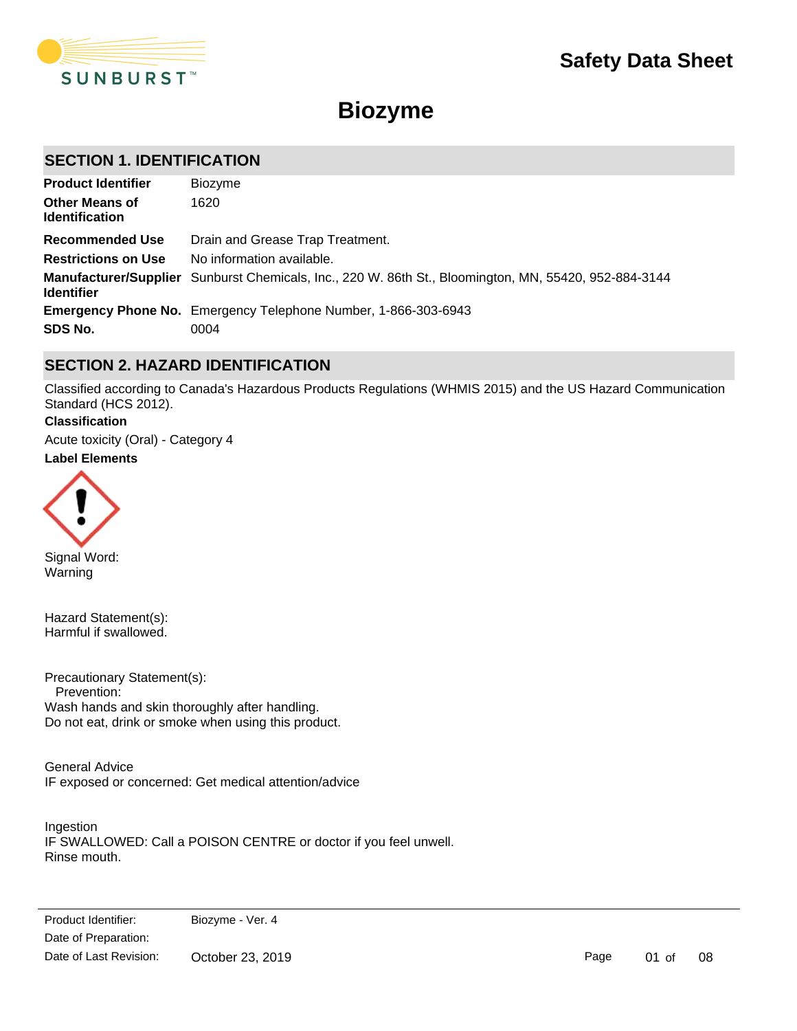# Safety Data Sheet

# Biozyme

## SECTION 1. IDENTIFICATION

| | |
|---|---|
| **Product Identifier** | Biozyme |
| **Other Means of Identification** | 1620 |
| **Recommended Use** | Drain and Grease Trap Treatment. |
| **Restrictions on Use** | No information available. |
| **Manufacturer/Supplier Identifier** | Sunburst Chemicals, Inc., 220 W. 86th St., Bloomington, MN, 55420, 952-884-3144 |
| **Emergency Phone No.** | Emergency Telephone Number, 1-866-303-6943 |
| **SDS No.** | 0004 |

## SECTION 2. HAZARD IDENTIFICATION

Classified according to Canada's Hazardous Products Regulations (WHMIS 2015) and the US Hazard Communication Standard (HCS 2012).

**Classification**

Acute toxicity (Oral) - Category 4

**Label Elements**

Signal Word:
Warning

Hazard Statement(s):
Harmful if swallowed.

Precautionary Statement(s):
Prevention:
Wash hands and skin thoroughly after handling.
Do not eat, drink or smoke when using this product.

General Advice
IF exposed or concerned: Get medical attention/advice

Ingestion
IF SWALLOWED: Call a POISON CENTRE or doctor if you feel unwell.
Rinse mouth.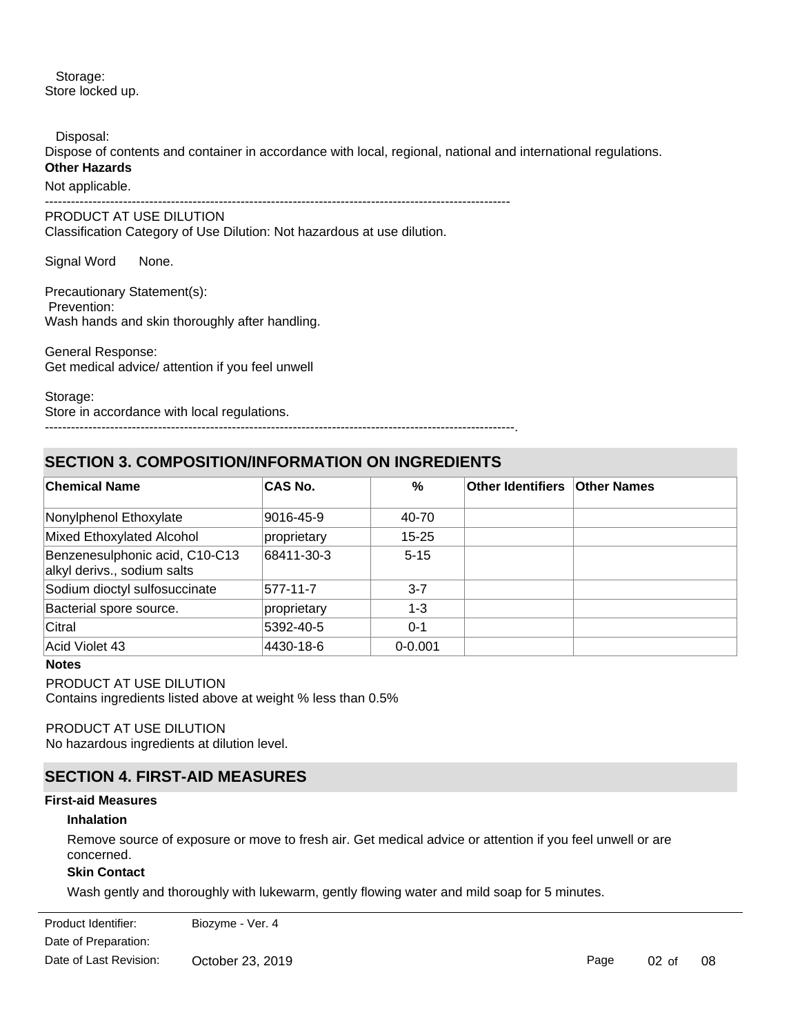Storage:
Store locked up.

Disposal:
Dispose of contents and container in accordance with local, regional, national and international regulations.

**Other Hazards**

Not applicable.

----------------------------------------------------------------------------------------------------------

PRODUCT AT USE DILUTION
Classification Category of Use Dilution: Not hazardous at use dilution.

Signal Word None.

Precautionary Statement(s):
Prevention:
Wash hands and skin thoroughly after handling.

General Response:
Get medical advice/ attention if you feel unwell

Storage:
Store in accordance with local regulations.

----------------------------------------------------------------------------------------------------------.

## SECTION 3. COMPOSITION/INFORMATION ON INGREDIENTS

| Chemical Name | CAS No. | % | Other Identifiers | Other Names |
|---|---|---|---|---|
| Nonylphenol Ethoxylate | 9016-45-9 | 40-70 | | |
| Mixed Ethoxylated Alcohol | proprietary | 15-25 | | |
| Benzenesulphonic acid, C10-C13 alkyl derivs., sodium salts | 68411-30-3 | 5-15 | | |
| Sodium dioctyl sulfosuccinate | 577-11-7 | 3-7 | | |
| Bacterial spore source. | proprietary | 1-3 | | |
| Citral | 5392-40-5 | 0-1 | | |
| Acid Violet 43 | 4430-18-6 | 0-0.001 | | |

**Notes**

PRODUCT AT USE DILUTION
Contains ingredients listed above at weight % less than 0.5%

PRODUCT AT USE DILUTION
No hazardous ingredients at dilution level.

## SECTION 4. FIRST-AID MEASURES

**First-aid Measures**

**Inhalation**

Remove source of exposure or move to fresh air. Get medical advice or attention if you feel unwell or are concerned.

**Skin Contact**

Wash gently and thoroughly with lukewarm, gently flowing water and mild soap for 5 minutes.

Product Identifier: Biozyme - Ver. 4
Date of Preparation:
Date of Last Revision: October 23, 2019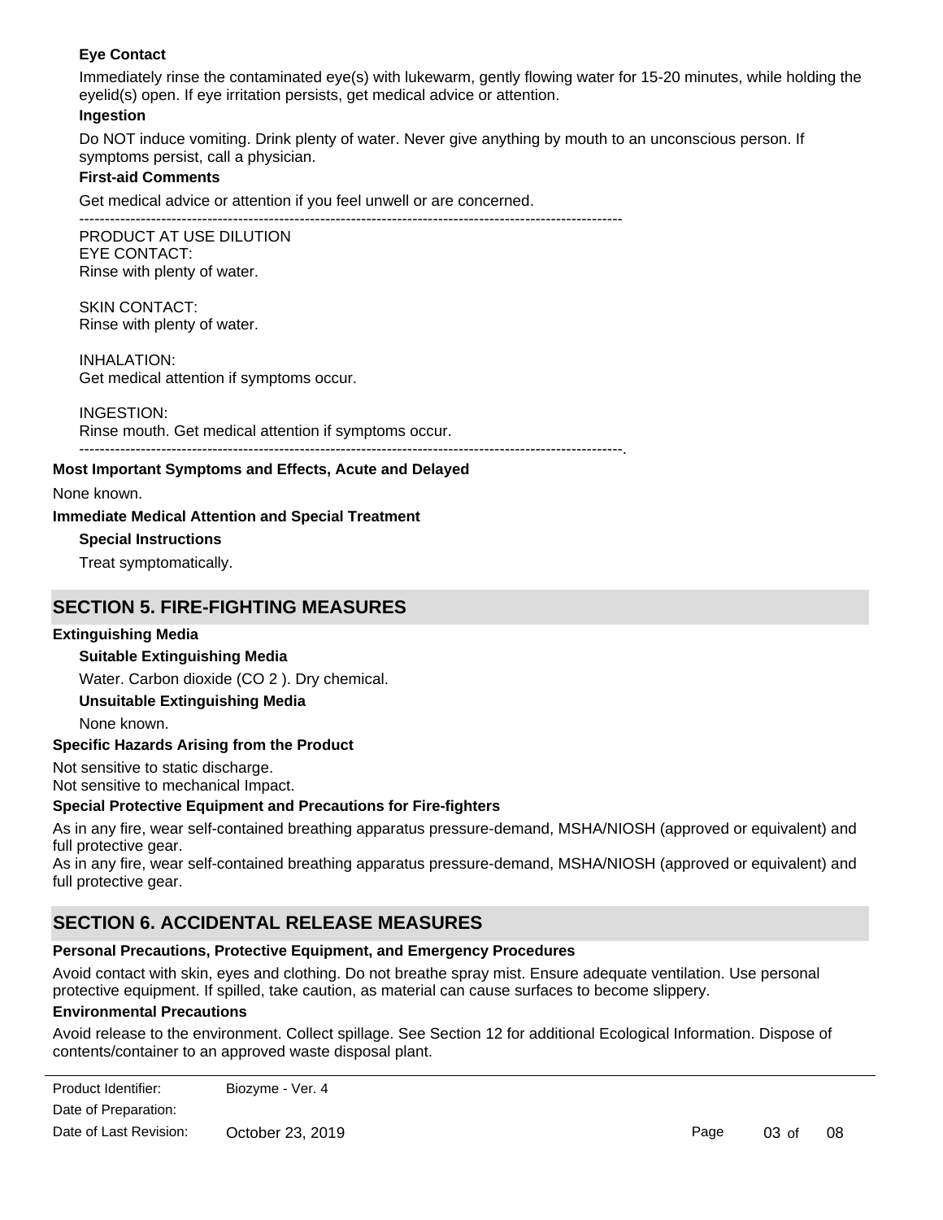**Eye Contact**

Immediately rinse the contaminated eye(s) with lukewarm, gently flowing water for 15-20 minutes, while holding the eyelid(s) open. If eye irritation persists, get medical advice or attention.

**Ingestion**

Do NOT induce vomiting. Drink plenty of water. Never give anything by mouth to an unconscious person. If symptoms persist, call a physician.

**First-aid Comments**

Get medical advice or attention if you feel unwell or are concerned.

----------------------------------------------------------------------------------------------------------

PRODUCT AT USE DILUTION
EYE CONTACT:
Rinse with plenty of water.

SKIN CONTACT:
Rinse with plenty of water.

INHALATION:
Get medical attention if symptoms occur.

INGESTION:
Rinse mouth. Get medical attention if symptoms occur.

----------------------------------------------------------------------------------------------------------.

**Most Important Symptoms and Effects, Acute and Delayed**

None known.

**Immediate Medical Attention and Special Treatment**

**Special Instructions**

Treat symptomatically.

## SECTION 5. FIRE-FIGHTING MEASURES

**Extinguishing Media**

**Suitable Extinguishing Media**

Water. Carbon dioxide ($CO_2$ ). Dry chemical.

**Unsuitable Extinguishing Media**

None known.

**Specific Hazards Arising from the Product**

Not sensitive to static discharge.
Not sensitive to mechanical Impact.

**Special Protective Equipment and Precautions for Fire-fighters**

As in any fire, wear self-contained breathing apparatus pressure-demand, MSHA/NIOSH (approved or equivalent) and full protective gear.
As in any fire, wear self-contained breathing apparatus pressure-demand, MSHA/NIOSH (approved or equivalent) and full protective gear.

## SECTION 6. ACCIDENTAL RELEASE MEASURES

**Personal Precautions, Protective Equipment, and Emergency Procedures**

Avoid contact with skin, eyes and clothing. Do not breathe spray mist. Ensure adequate ventilation. Use personal protective equipment. If spilled, take caution, as material can cause surfaces to become slippery.

**Environmental Precautions**

Avoid release to the environment. Collect spillage. See Section 12 for additional Ecological Information. Dispose of contents/container to an approved waste disposal plant.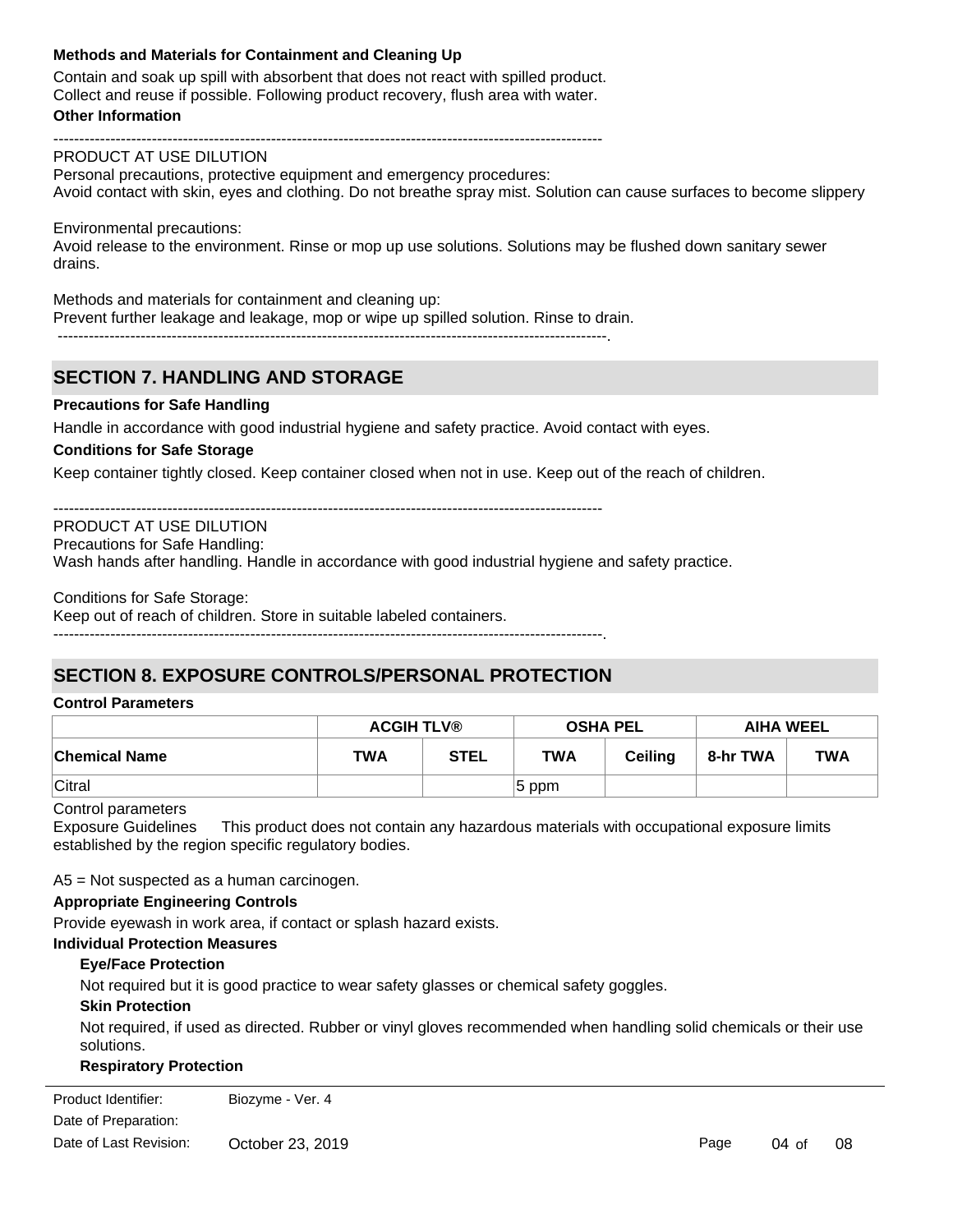**Methods and Materials for Containment and Cleaning Up**

Contain and soak up spill with absorbent that does not react with spilled product. Collect and reuse if possible. Following product recovery, flush area with water.

**Other Information**

---------------------------------------------------------------------------------------------------------

PRODUCT AT USE DILUTION

Personal precautions, protective equipment and emergency procedures:
Avoid contact with skin, eyes and clothing. Do not breathe spray mist. Solution can cause surfaces to become slippery

Environmental precautions:
Avoid release to the environment. Rinse or mop up use solutions. Solutions may be flushed down sanitary sewer drains.

Methods and materials for containment and cleaning up:
Prevent further leakage and leakage, mop or wipe up spilled solution. Rinse to drain.

---------------------------------------------------------------------------------------------------------.

## SECTION 7. HANDLING AND STORAGE

**Precautions for Safe Handling**

Handle in accordance with good industrial hygiene and safety practice. Avoid contact with eyes.

**Conditions for Safe Storage**

Keep container tightly closed. Keep container closed when not in use. Keep out of the reach of children.

---------------------------------------------------------------------------------------------------------

PRODUCT AT USE DILUTION

Precautions for Safe Handling:
Wash hands after handling. Handle in accordance with good industrial hygiene and safety practice.

Conditions for Safe Storage:
Keep out of reach of children. Store in suitable labeled containers.

---------------------------------------------------------------------------------------------------------.

## SECTION 8. EXPOSURE CONTROLS/PERSONAL PROTECTION

**Control Parameters**

| | ACGIH TLV® | | OSHA PEL | | AIHA WEEL | |
|---|---|---|---|---|---|---|
| **Chemical Name** | **TWA** | **STEL** | **TWA** | **Ceiling** | **8-hr TWA** | **TWA** |
| Citral | | | 5 ppm | | | |

Control parameters
Exposure Guidelines This product does not contain any hazardous materials with occupational exposure limits established by the region specific regulatory bodies.

A5 = Not suspected as a human carcinogen.

**Appropriate Engineering Controls**

Provide eyewash in work area, if contact or splash hazard exists.

**Individual Protection Measures**

**Eye/Face Protection**

Not required but it is good practice to wear safety glasses or chemical safety goggles.

**Skin Protection**

Not required, if used as directed. Rubber or vinyl gloves recommended when handling solid chemicals or their use solutions.

**Respiratory Protection**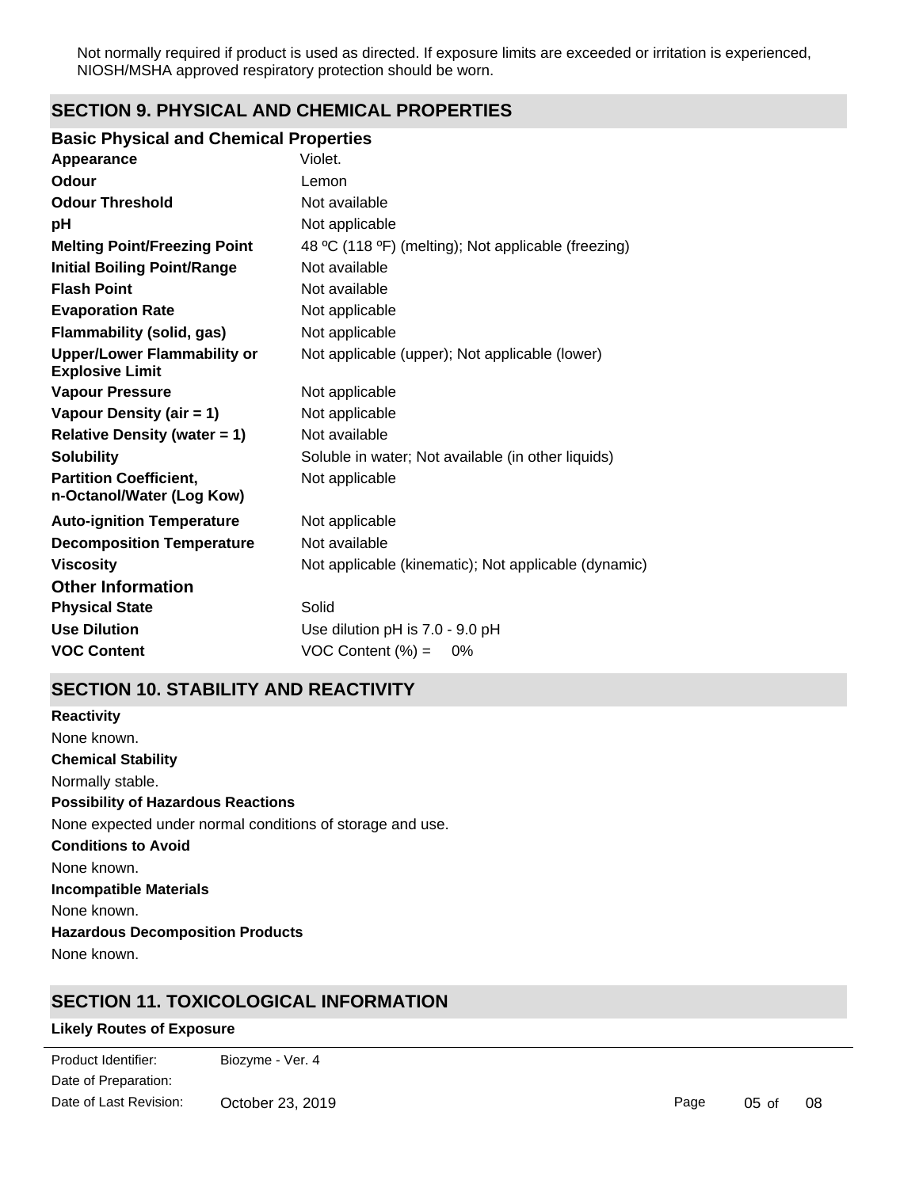Not normally required if product is used as directed. If exposure limits are exceeded or irritation is experienced, NIOSH/MSHA approved respiratory protection should be worn.

## SECTION 9. PHYSICAL AND CHEMICAL PROPERTIES

### Basic Physical and Chemical Properties

| | |
|---|---|
| **Appearance** | Violet. |
| **Odour** | Lemon |
| **Odour Threshold** | Not available |
| **pH** | Not applicable |
| **Melting Point/Freezing Point** | 48 ºC (118 ºF) (melting); Not applicable (freezing) |
| **Initial Boiling Point/Range** | Not available |
| **Flash Point** | Not available |
| **Evaporation Rate** | Not applicable |
| **Flammability (solid, gas)** | Not applicable |
| **Upper/Lower Flammability or Explosive Limit** | Not applicable (upper); Not applicable (lower) |
| **Vapour Pressure** | Not applicable |
| **Vapour Density (air = 1)** | Not applicable |
| **Relative Density (water = 1)** | Not available |
| **Solubility** | Soluble in water; Not available (in other liquids) |
| **Partition Coefficient, n-Octanol/Water (Log Kow)** | Not applicable |
| **Auto-ignition Temperature** | Not applicable |
| **Decomposition Temperature** | Not available |
| **Viscosity** | Not applicable (kinematic); Not applicable (dynamic) |

### Other Information

| | |
|---|---|
| **Physical State** | Solid |
| **Use Dilution** | Use dilution pH is 7.0 - 9.0 pH |
| **VOC Content** | VOC Content (%) = 0% |

## SECTION 10. STABILITY AND REACTIVITY

**Reactivity**

None known.

**Chemical Stability**

Normally stable.

**Possibility of Hazardous Reactions**

None expected under normal conditions of storage and use.

**Conditions to Avoid**

None known.

**Incompatible Materials**

None known.

**Hazardous Decomposition Products**

None known.

## SECTION 11. TOXICOLOGICAL INFORMATION

**Likely Routes of Exposure**

Product Identifier: Biozyme - Ver. 4
Date of Preparation:
Date of Last Revision: October 23, 2019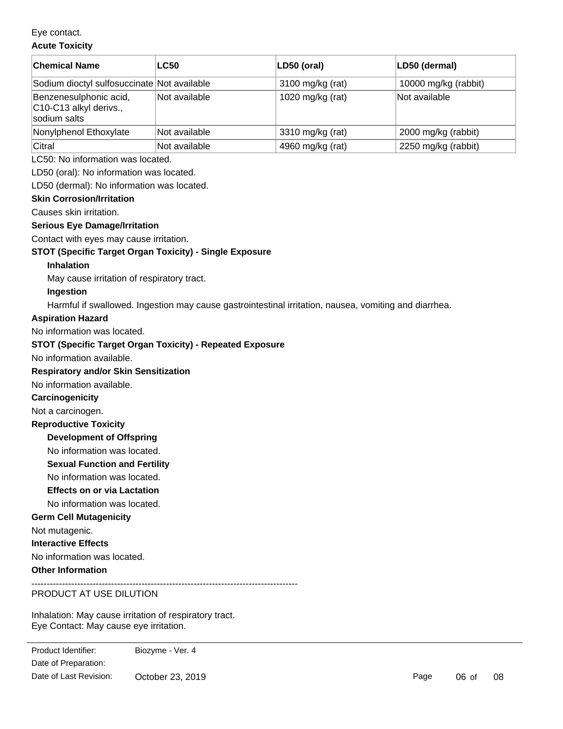Eye contact.

**Acute Toxicity**

| Chemical Name | LC50 | LD50 (oral) | LD50 (dermal) |
|---|---|---|---|
| Sodium dioctyl sulfosuccinate | Not available | 3100 mg/kg (rat) | 10000 mg/kg (rabbit) |
| Benzenesulphonic acid, C10-C13 alkyl derivs., sodium salts | Not available | 1020 mg/kg (rat) | Not available |
| Nonylphenol Ethoxylate | Not available | 3310 mg/kg (rat) | 2000 mg/kg (rabbit) |
| Citral | Not available | 4960 mg/kg (rat) | 2250 mg/kg (rabbit) |

LC50: No information was located.

LD50 (oral): No information was located.

LD50 (dermal): No information was located.

**Skin Corrosion/Irritation**

Causes skin irritation.

**Serious Eye Damage/Irritation**

Contact with eyes may cause irritation.

**STOT (Specific Target Organ Toxicity) - Single Exposure**

**Inhalation**

May cause irritation of respiratory tract.

**Ingestion**

Harmful if swallowed. Ingestion may cause gastrointestinal irritation, nausea, vomiting and diarrhea.

**Aspiration Hazard**

No information was located.

**STOT (Specific Target Organ Toxicity) - Repeated Exposure**

No information available.

**Respiratory and/or Skin Sensitization**

No information available.

**Carcinogenicity**

Not a carcinogen.

**Reproductive Toxicity**

**Development of Offspring**

No information was located.

**Sexual Function and Fertility**

No information was located.

**Effects on or via Lactation**

No information was located.

**Germ Cell Mutagenicity**

Not mutagenic.

**Interactive Effects**

No information was located.

**Other Information**

---

PRODUCT AT USE DILUTION

Inhalation: May cause irritation of respiratory tract.
Eye Contact: May cause eye irritation.

| Product Identifier: | Biozyme - Ver. 4 |
|---|---|
| Date of Preparation: | |
| Date of Last Revision: | October 23, 2019 |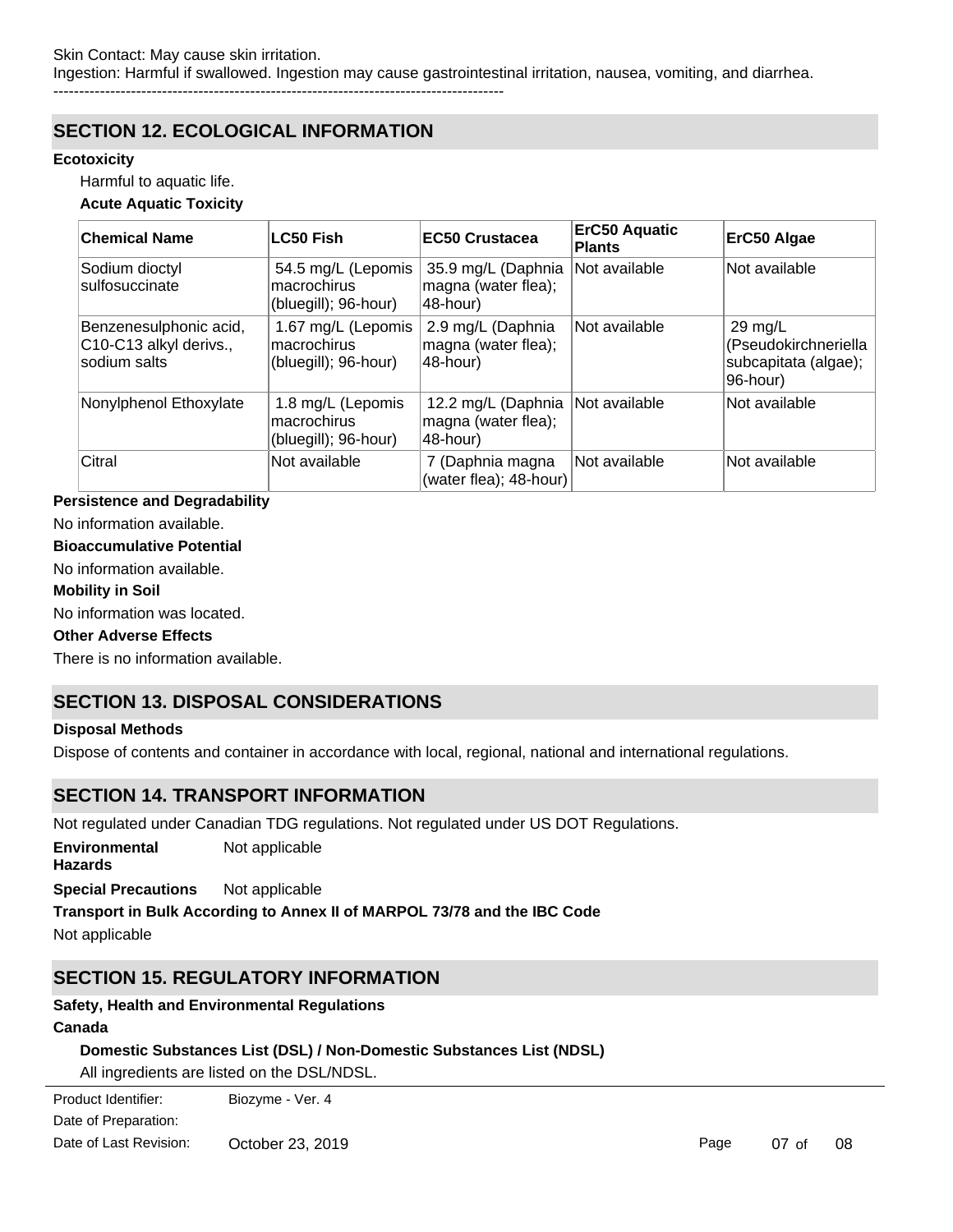Skin Contact: May cause skin irritation.
Ingestion: Harmful if swallowed. Ingestion may cause gastrointestinal irritation, nausea, vomiting, and diarrhea.

----------------------------------------------------------------------------------------

## SECTION 12. ECOLOGICAL INFORMATION

**Ecotoxicity**

Harmful to aquatic life.

**Acute Aquatic Toxicity**

| Chemical Name | LC50 Fish | EC50 Crustacea | ErC50 Aquatic Plants | ErC50 Algae |
|---|---|---|---|---|
| Sodium dioctyl sulfosuccinate | 54.5 mg/L (Lepomis macrochirus (bluegill); 96-hour) | 35.9 mg/L (Daphnia magna (water flea); 48-hour) | Not available | Not available |
| Benzenesulphonic acid, C10-C13 alkyl derivs., sodium salts | 1.67 mg/L (Lepomis macrochirus (bluegill); 96-hour) | 2.9 mg/L (Daphnia magna (water flea); 48-hour) | Not available | 29 mg/L (Pseudokirchneriella subcapitata (algae); 96-hour) |
| Nonylphenol Ethoxylate | 1.8 mg/L (Lepomis macrochirus (bluegill); 96-hour) | 12.2 mg/L (Daphnia magna (water flea); 48-hour) | Not available | Not available |
| Citral | Not available | 7 (Daphnia magna (water flea); 48-hour) | Not available | Not available |

**Persistence and Degradability**

No information available.

**Bioaccumulative Potential**

No information available.

**Mobility in Soil**

No information was located.

**Other Adverse Effects**

There is no information available.

## SECTION 13. DISPOSAL CONSIDERATIONS

**Disposal Methods**

Dispose of contents and container in accordance with local, regional, national and international regulations.

## SECTION 14. TRANSPORT INFORMATION

Not regulated under Canadian TDG regulations. Not regulated under US DOT Regulations.

**Environmental Hazards** Not applicable

**Special Precautions** Not applicable

**Transport in Bulk According to Annex II of MARPOL 73/78 and the IBC Code**

Not applicable

## SECTION 15. REGULATORY INFORMATION

**Safety, Health and Environmental Regulations**

**Canada**

**Domestic Substances List (DSL) / Non-Domestic Substances List (NDSL)**

All ingredients are listed on the DSL/NDSL.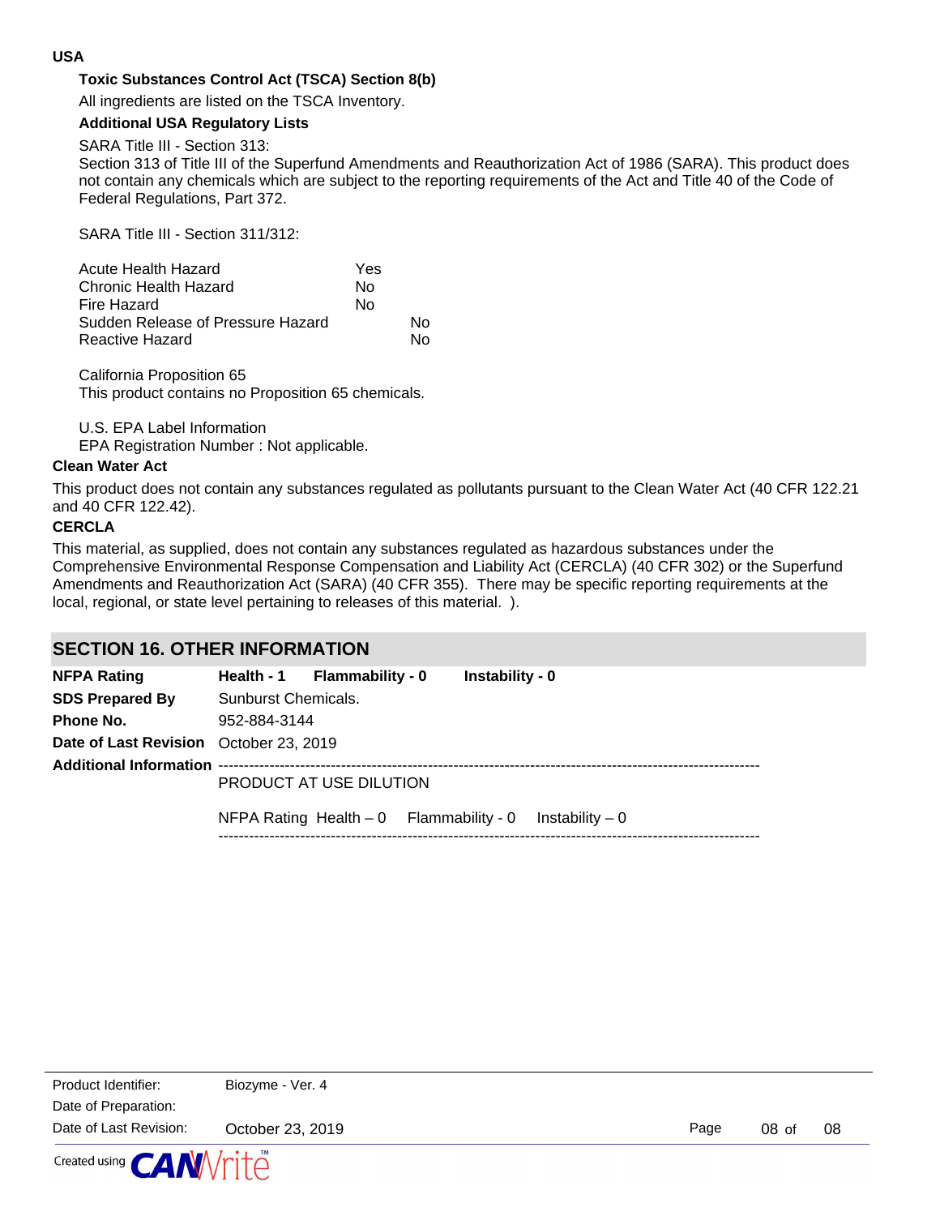**USA**

**Toxic Substances Control Act (TSCA) Section 8(b)**

All ingredients are listed on the TSCA Inventory.

**Additional USA Regulatory Lists**

SARA Title III - Section 313:
Section 313 of Title III of the Superfund Amendments and Reauthorization Act of 1986 (SARA). This product does not contain any chemicals which are subject to the reporting requirements of the Act and Title 40 of the Code of Federal Regulations, Part 372.

SARA Title III - Section 311/312:

| | |
|---|---|
| Acute Health Hazard | Yes |
| Chronic Health Hazard | No |
| Fire Hazard | No |
| Sudden Release of Pressure Hazard | No |
| Reactive Hazard | No |

California Proposition 65
This product contains no Proposition 65 chemicals.

U.S. EPA Label Information
EPA Registration Number : Not applicable.

**Clean Water Act**

This product does not contain any substances regulated as pollutants pursuant to the Clean Water Act (40 CFR 122.21 and 40 CFR 122.42).

**CERCLA**

This material, as supplied, does not contain any substances regulated as hazardous substances under the Comprehensive Environmental Response Compensation and Liability Act (CERCLA) (40 CFR 302) or the Superfund Amendments and Reauthorization Act (SARA) (40 CFR 355). There may be specific reporting requirements at the local, regional, or state level pertaining to releases of this material. ).

## SECTION 16. OTHER INFORMATION

**NFPA Rating** **Health - 1** **Flammability - 0** **Instability - 0**

**SDS Prepared By** Sunburst Chemicals.

**Phone No.** 952-884-3144

**Date of Last Revision** October 23, 2019

**Additional Information**

---

PRODUCT AT USE DILUTION

NFPA Rating Health – 0 Flammability - 0 Instability – 0

---

| | |
|---|---|
| Product Identifier: | Biozyme - Ver. 4 |
| Date of Preparation: | |
| Date of Last Revision: | October 23, 2019 |